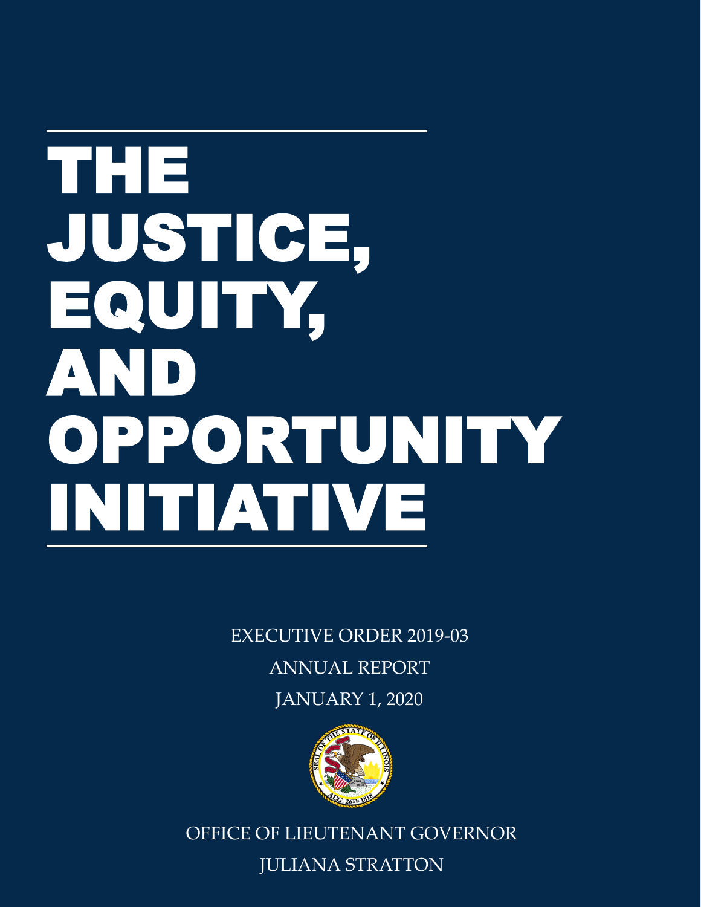# THE JUSTICE, EQUITY, AND OPPORTUNITY INITIATIVE

EXECUTIVE ORDER 2019-03

ANNUAL REPORT

JANUARY 1, 2020

OFFICE OF LIEUTENANT GOVERNOR

JULIANA STRATTON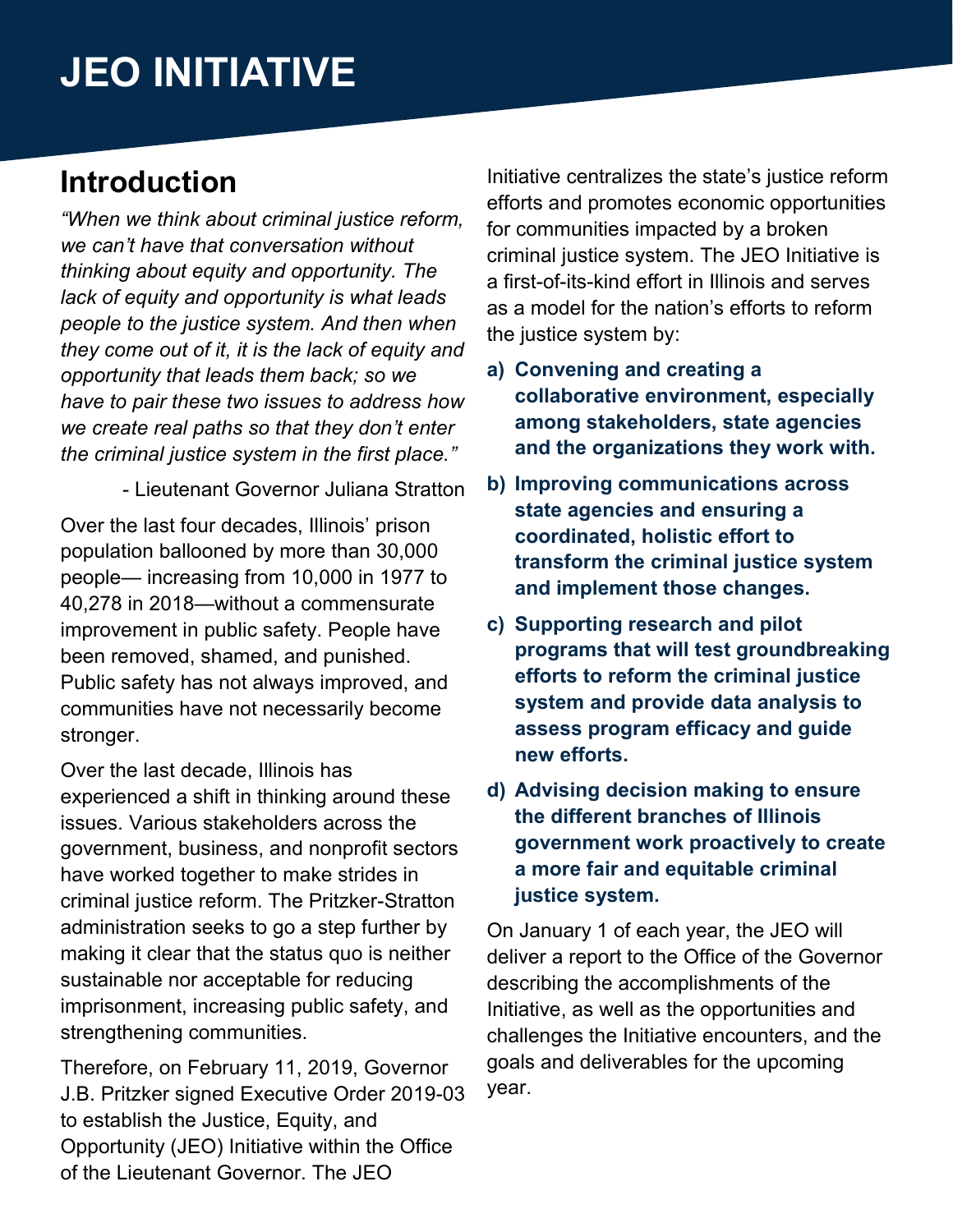# JEO INITIATIVE

## Introduction

*"When we think about criminal justice reform, we can't have that conversation without thinking about equity and opportunity. The lack of equity and opportunity is what leads people to the justice system. And then when they come out of it, it is the lack of equity and opportunity that leads them back; so we have to pair these two issues to address how we create real paths so that they don't enter the criminal justice system in the first place."*

- Lieutenant Governor Juliana Stratton

Over the last four decades, Illinois' prison population ballooned by more than 30,000 people— increasing from 10,000 in 1977 to 40,278 in 2018—without a commensurate improvement in public safety. People have been removed, shamed, and punished. Public safety has not always improved, and communities have not necessarily become stronger.

Over the last decade, Illinois has experienced a shift in thinking around these issues. Various stakeholders across the government, business, and nonprofit sectors have worked together to make strides in criminal justice reform. The Pritzker-Stratton administration seeks to go a step further by making it clear that the status quo is neither sustainable nor acceptable for reducing imprisonment, increasing public safety, and strengthening communities.

Therefore, on February 11, 2019, Governor J.B. Pritzker signed Executive Order 2019-03 to establish the Justice, Equity, and Opportunity (JEO) Initiative within the Office of the Lieutenant Governor. The JEO Initiative centralizes the state's justice reform efforts and promotes economic opportunities for communities impacted by a broken criminal justice system. The JEO Initiative is a first-of-its-kind effort in Illinois and serves as a model for the nation's efforts to reform the justice system by:

a) **Convening and creating a collaborative environment, especially among stakeholders, state agencies and the organizations they work with.**
b) **Improving communications across state agencies and ensuring a coordinated, holistic effort to transform the criminal justice system and implement those changes.**
c) **Supporting research and pilot programs that will test groundbreaking efforts to reform the criminal justice system and provide data analysis to assess program efficacy and guide new efforts.**
d) **Advising decision making to ensure the different branches of Illinois government work proactively to create a more fair and equitable criminal justice system.**

On January 1 of each year, the JEO will deliver a report to the Office of the Governor describing the accomplishments of the Initiative, as well as the opportunities and challenges the Initiative encounters, and the goals and deliverables for the upcoming year.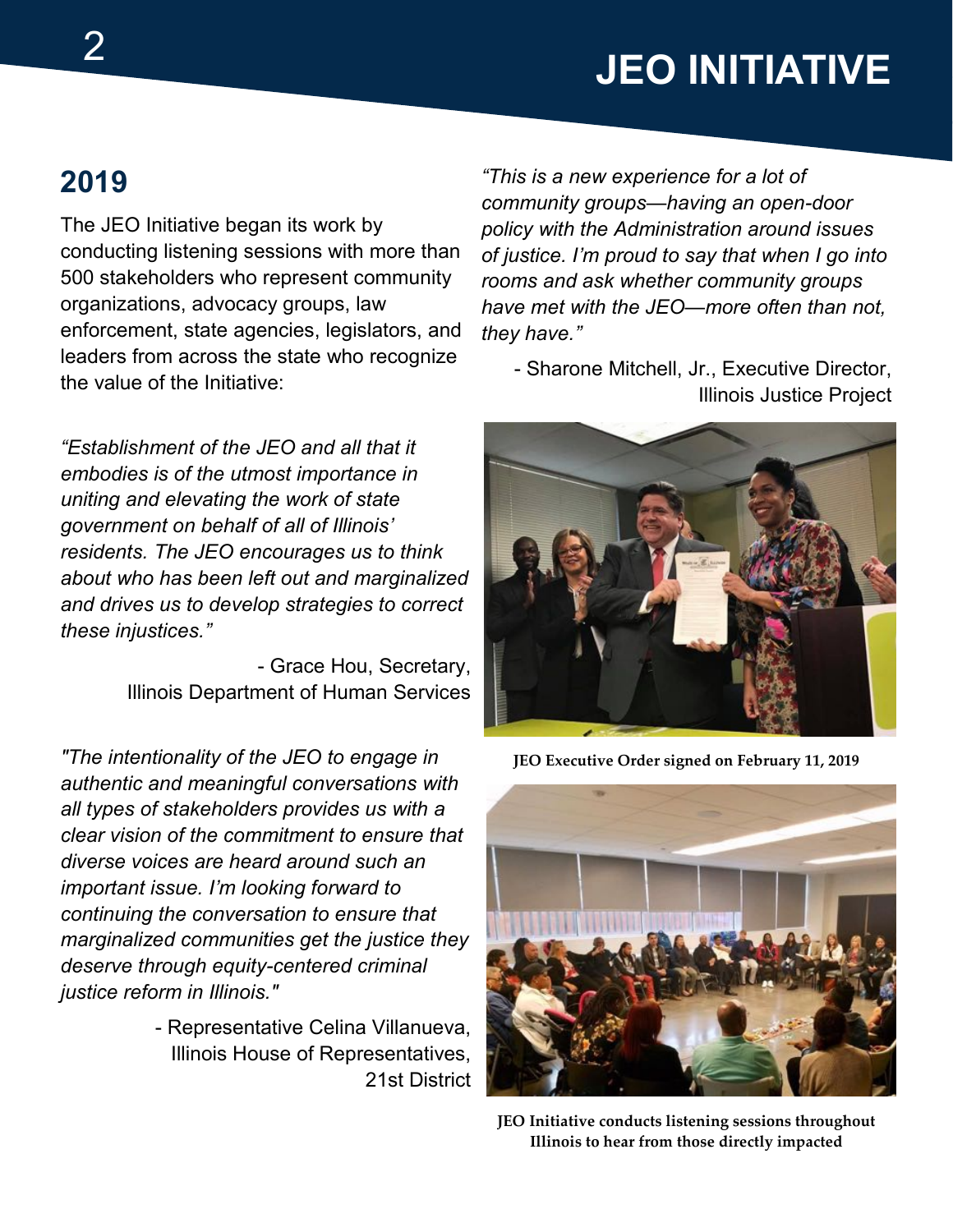# JEO INITIATIVE

## 2019

The JEO Initiative began its work by conducting listening sessions with more than 500 stakeholders who represent community organizations, advocacy groups, law enforcement, state agencies, legislators, and leaders from across the state who recognize the value of the Initiative:

*"Establishment of the JEO and all that it embodies is of the utmost importance in uniting and elevating the work of state government on behalf of all of Illinois' residents. The JEO encourages us to think about who has been left out and marginalized and drives us to develop strategies to correct these injustices."*

- Grace Hou, Secretary, Illinois Department of Human Services

*"The intentionality of the JEO to engage in authentic and meaningful conversations with all types of stakeholders provides us with a clear vision of the commitment to ensure that diverse voices are heard around such an important issue. I'm looking forward to continuing the conversation to ensure that marginalized communities get the justice they deserve through equity-centered criminal justice reform in Illinois."*

- Representative Celina Villanueva, Illinois House of Representatives, 21st District

*"This is a new experience for a lot of community groups—having an open-door policy with the Administration around issues of justice. I'm proud to say that when I go into rooms and ask whether community groups have met with the JEO—more often than not, they have."*

- Sharone Mitchell, Jr., Executive Director, Illinois Justice Project

**JEO Executive Order signed on February 11, 2019**

**JEO Initiative conducts listening sessions throughout Illinois to hear from those directly impacted**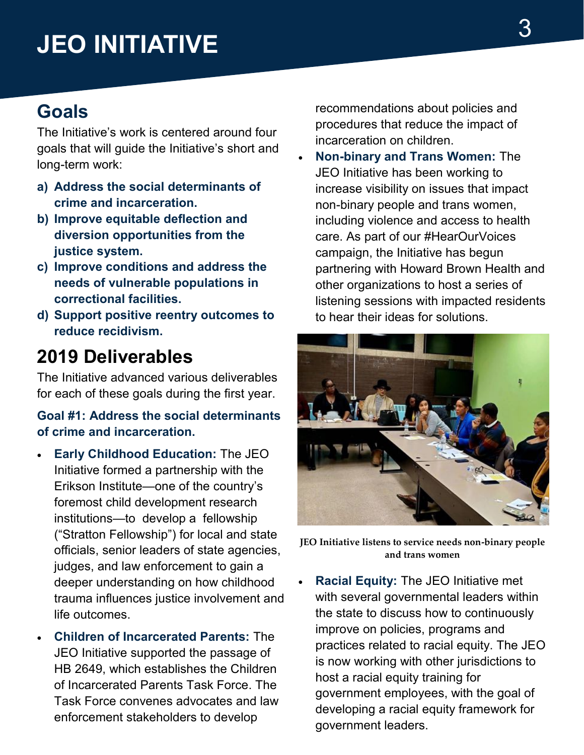# JEO INITIATIVE

## Goals

The Initiative's work is centered around four goals that will guide the Initiative's short and long-term work:

a) **Address the social determinants of crime and incarceration.**
b) **Improve equitable deflection and diversion opportunities from the justice system.**
c) **Improve conditions and address the needs of vulnerable populations in correctional facilities.**
d) **Support positive reentry outcomes to reduce recidivism.**

## 2019 Deliverables

The Initiative advanced various deliverables for each of these goals during the first year.

### Goal #1: Address the social determinants of crime and incarceration.

- **Early Childhood Education:** The JEO Initiative formed a partnership with the Erikson Institute—one of the country's foremost child development research institutions—to develop a fellowship ("Stratton Fellowship") for local and state officials, senior leaders of state agencies, judges, and law enforcement to gain a deeper understanding on how childhood trauma influences justice involvement and life outcomes.

- **Children of Incarcerated Parents:** The JEO Initiative supported the passage of HB 2649, which establishes the Children of Incarcerated Parents Task Force. The Task Force convenes advocates and law enforcement stakeholders to develop recommendations about policies and procedures that reduce the impact of incarceration on children.

- **Non-binary and Trans Women:** The JEO Initiative has been working to increase visibility on issues that impact non-binary people and trans women, including violence and access to health care. As part of our #HearOurVoices campaign, the Initiative has begun partnering with Howard Brown Health and other organizations to host a series of listening sessions with impacted residents to hear their ideas for solutions.

JEO Initiative listens to service needs non-binary people and trans women

- **Racial Equity:** The JEO Initiative met with several governmental leaders within the state to discuss how to continuously improve on policies, programs and practices related to racial equity. The JEO is now working with other jurisdictions to host a racial equity training for government employees, with the goal of developing a racial equity framework for government leaders.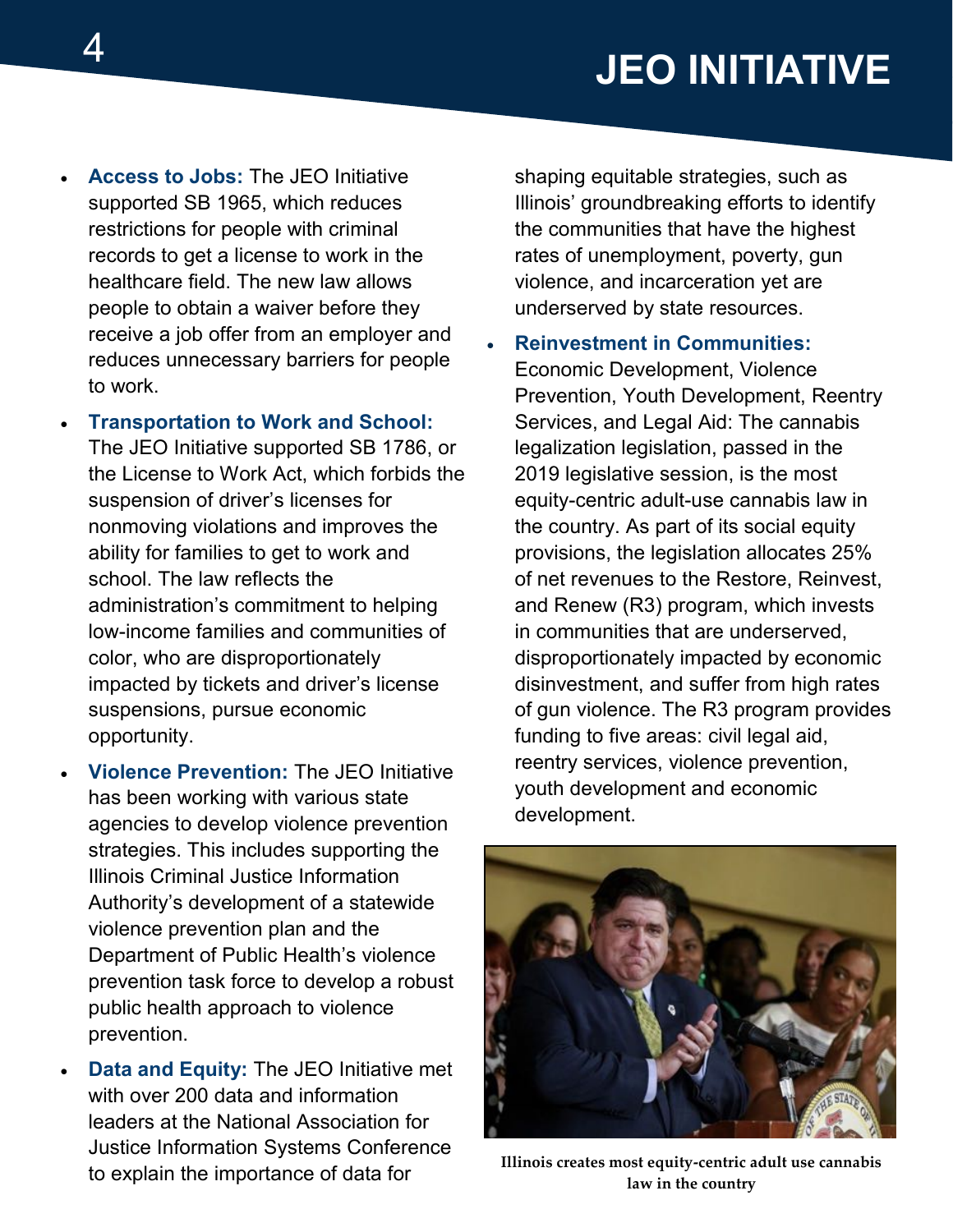# JEO INITIATIVE

- **Access to Jobs:** The JEO Initiative supported SB 1965, which reduces restrictions for people with criminal records to get a license to work in the healthcare field. The new law allows people to obtain a waiver before they receive a job offer from an employer and reduces unnecessary barriers for people to work.
- **Transportation to Work and School:** The JEO Initiative supported SB 1786, or the License to Work Act, which forbids the suspension of driver's licenses for nonmoving violations and improves the ability for families to get to work and school. The law reflects the administration's commitment to helping low-income families and communities of color, who are disproportionately impacted by tickets and driver's license suspensions, pursue economic opportunity.
- **Violence Prevention:** The JEO Initiative has been working with various state agencies to develop violence prevention strategies. This includes supporting the Illinois Criminal Justice Information Authority's development of a statewide violence prevention plan and the Department of Public Health's violence prevention task force to develop a robust public health approach to violence prevention.
- **Data and Equity:** The JEO Initiative met with over 200 data and information leaders at the National Association for Justice Information Systems Conference to explain the importance of data for shaping equitable strategies, such as Illinois' groundbreaking efforts to identify the communities that have the highest rates of unemployment, poverty, gun violence, and incarceration yet are underserved by state resources.
- **Reinvestment in Communities:** Economic Development, Violence Prevention, Youth Development, Reentry Services, and Legal Aid: The cannabis legalization legislation, passed in the 2019 legislative session, is the most equity-centric adult-use cannabis law in the country. As part of its social equity provisions, the legislation allocates 25% of net revenues to the Restore, Reinvest, and Renew (R3) program, which invests in communities that are underserved, disproportionately impacted by economic disinvestment, and suffer from high rates of gun violence. The R3 program provides funding to five areas: civil legal aid, reentry services, violence prevention, youth development and economic development.

**Illinois creates most equity-centric adult use cannabis law in the country**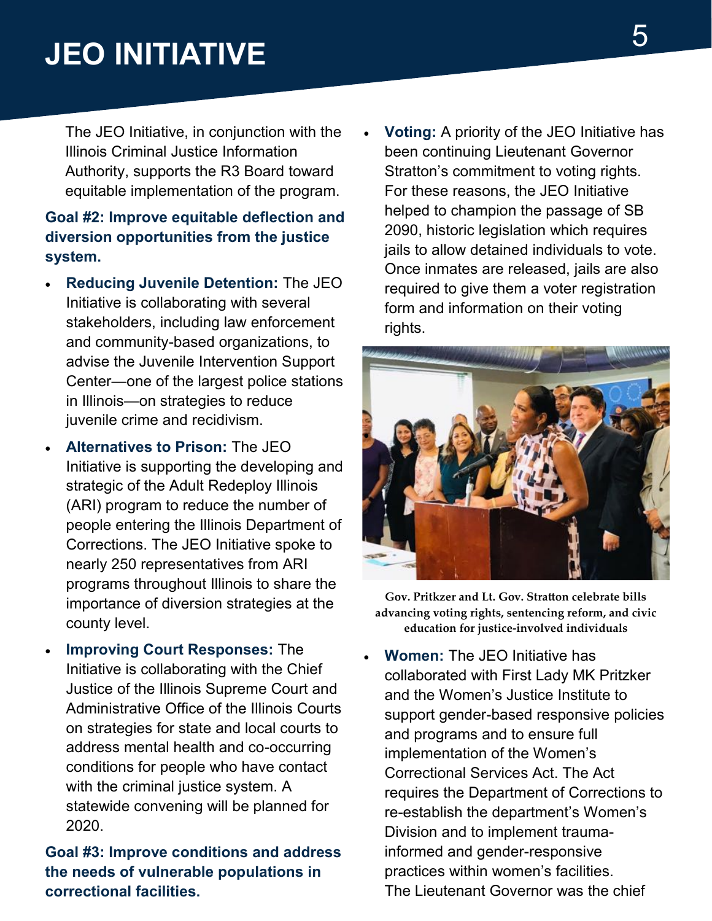# JEO INITIATIVE

The JEO Initiative, in conjunction with the Illinois Criminal Justice Information Authority, supports the R3 Board toward equitable implementation of the program.

**Goal #2: Improve equitable deflection and diversion opportunities from the justice system.**

- **Reducing Juvenile Detention:** The JEO Initiative is collaborating with several stakeholders, including law enforcement and community-based organizations, to advise the Juvenile Intervention Support Center—one of the largest police stations in Illinois—on strategies to reduce juvenile crime and recidivism.
- **Alternatives to Prison:** The JEO Initiative is supporting the developing and strategic of the Adult Redeploy Illinois (ARI) program to reduce the number of people entering the Illinois Department of Corrections. The JEO Initiative spoke to nearly 250 representatives from ARI programs throughout Illinois to share the importance of diversion strategies at the county level.
- **Improving Court Responses:** The Initiative is collaborating with the Chief Justice of the Illinois Supreme Court and Administrative Office of the Illinois Courts on strategies for state and local courts to address mental health and co-occurring conditions for people who have contact with the criminal justice system. A statewide convening will be planned for 2020.

**Goal #3: Improve conditions and address the needs of vulnerable populations in correctional facilities.**

- **Voting:** A priority of the JEO Initiative has been continuing Lieutenant Governor Stratton's commitment to voting rights. For these reasons, the JEO Initiative helped to champion the passage of SB 2090, historic legislation which requires jails to allow detained individuals to vote. Once inmates are released, jails are also required to give them a voter registration form and information on their voting rights.

**Gov. Pritzker and Lt. Gov. Stratton celebrate bills advancing voting rights, sentencing reform, and civic education for justice-involved individuals**

- **Women:** The JEO Initiative has collaborated with First Lady MK Pritzker and the Women's Justice Institute to support gender-based responsive policies and programs and to ensure full implementation of the Women's Correctional Services Act. The Act requires the Department of Corrections to re-establish the department's Women's Division and to implement trauma-informed and gender-responsive practices within women's facilities. The Lieutenant Governor was the chief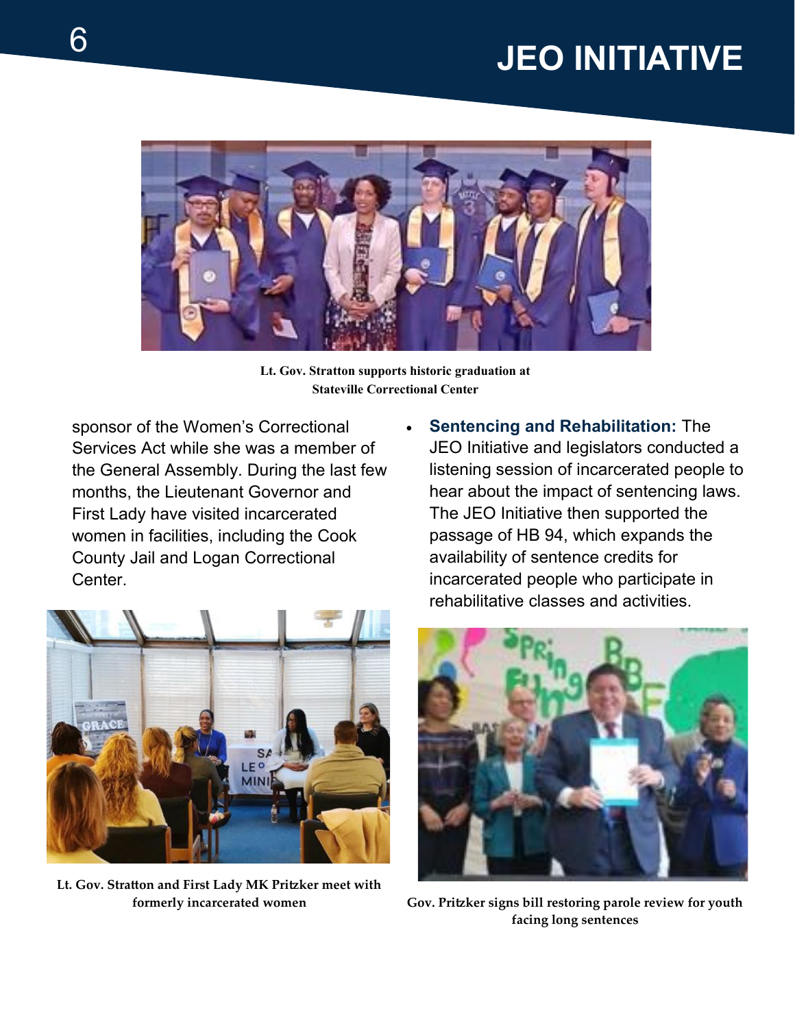Lt. Gov. Stratton supports historic graduation at Stateville Correctional Center

sponsor of the Women's Correctional Services Act while she was a member of the General Assembly. During the last few months, the Lieutenant Governor and First Lady have visited incarcerated women in facilities, including the Cook County Jail and Logan Correctional Center.

Lt. Gov. Stratton and First Lady MK Pritzker meet with formerly incarcerated women

- **Sentencing and Rehabilitation:** The JEO Initiative and legislators conducted a listening session of incarcerated people to hear about the impact of sentencing laws. The JEO Initiative then supported the passage of HB 94, which expands the availability of sentence credits for incarcerated people who participate in rehabilitative classes and activities.

Gov. Pritzker signs bill restoring parole review for youth facing long sentences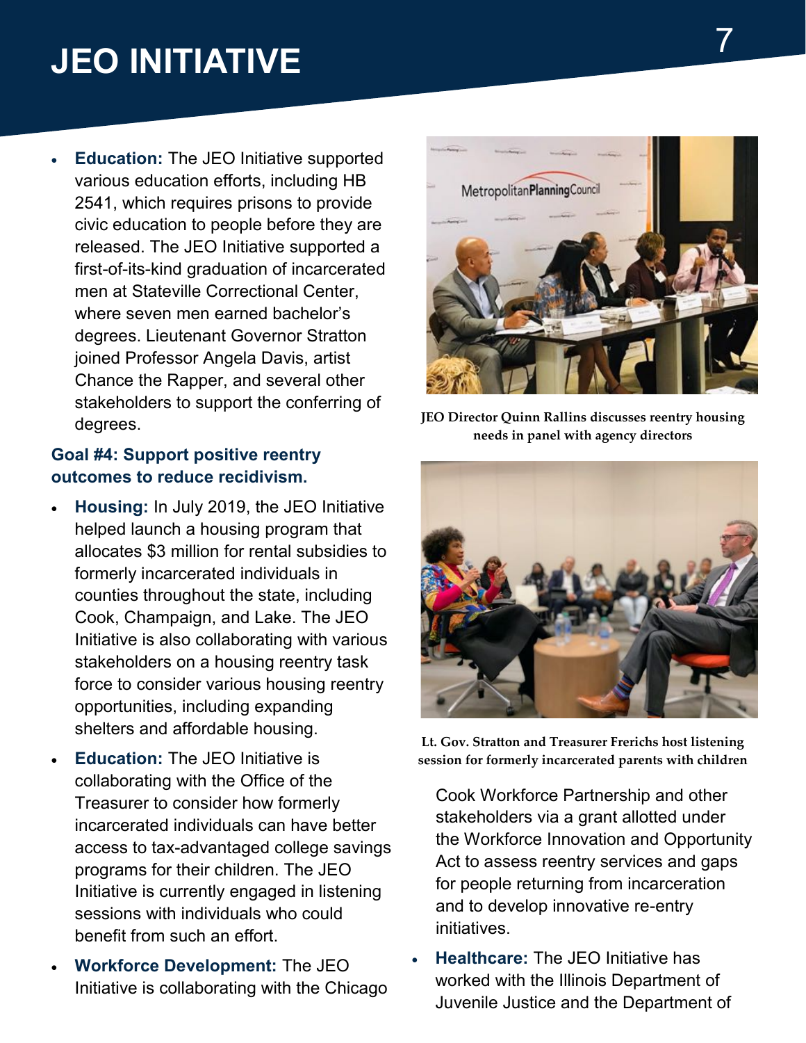# JEO INITIATIVE

- **Education:** The JEO Initiative supported various education efforts, including HB 2541, which requires prisons to provide civic education to people before they are released. The JEO Initiative supported a first-of-its-kind graduation of incarcerated men at Stateville Correctional Center, where seven men earned bachelor's degrees. Lieutenant Governor Stratton joined Professor Angela Davis, artist Chance the Rapper, and several other stakeholders to support the conferring of degrees.

### Goal #4: Support positive reentry outcomes to reduce recidivism.

- **Housing:** In July 2019, the JEO Initiative helped launch a housing program that allocates $3 million for rental subsidies to formerly incarcerated individuals in counties throughout the state, including Cook, Champaign, and Lake. The JEO Initiative is also collaborating with various stakeholders on a housing reentry task force to consider various housing reentry opportunities, including expanding shelters and affordable housing.
- **Education:** The JEO Initiative is collaborating with the Office of the Treasurer to consider how formerly incarcerated individuals can have better access to tax-advantaged college savings programs for their children. The JEO Initiative is currently engaged in listening sessions with individuals who could benefit from such an effort.
- **Workforce Development:** The JEO Initiative is collaborating with the Chicago Cook Workforce Partnership and other stakeholders via a grant allotted under the Workforce Innovation and Opportunity Act to assess reentry services and gaps for people returning from incarceration and to develop innovative re-entry initiatives.
- **Healthcare:** The JEO Initiative has worked with the Illinois Department of Juvenile Justice and the Department of

**JEO Director Quinn Rallins discusses reentry housing needs in panel with agency directors**

**Lt. Gov. Stratton and Treasurer Frerichs host listening session for formerly incarcerated parents with children**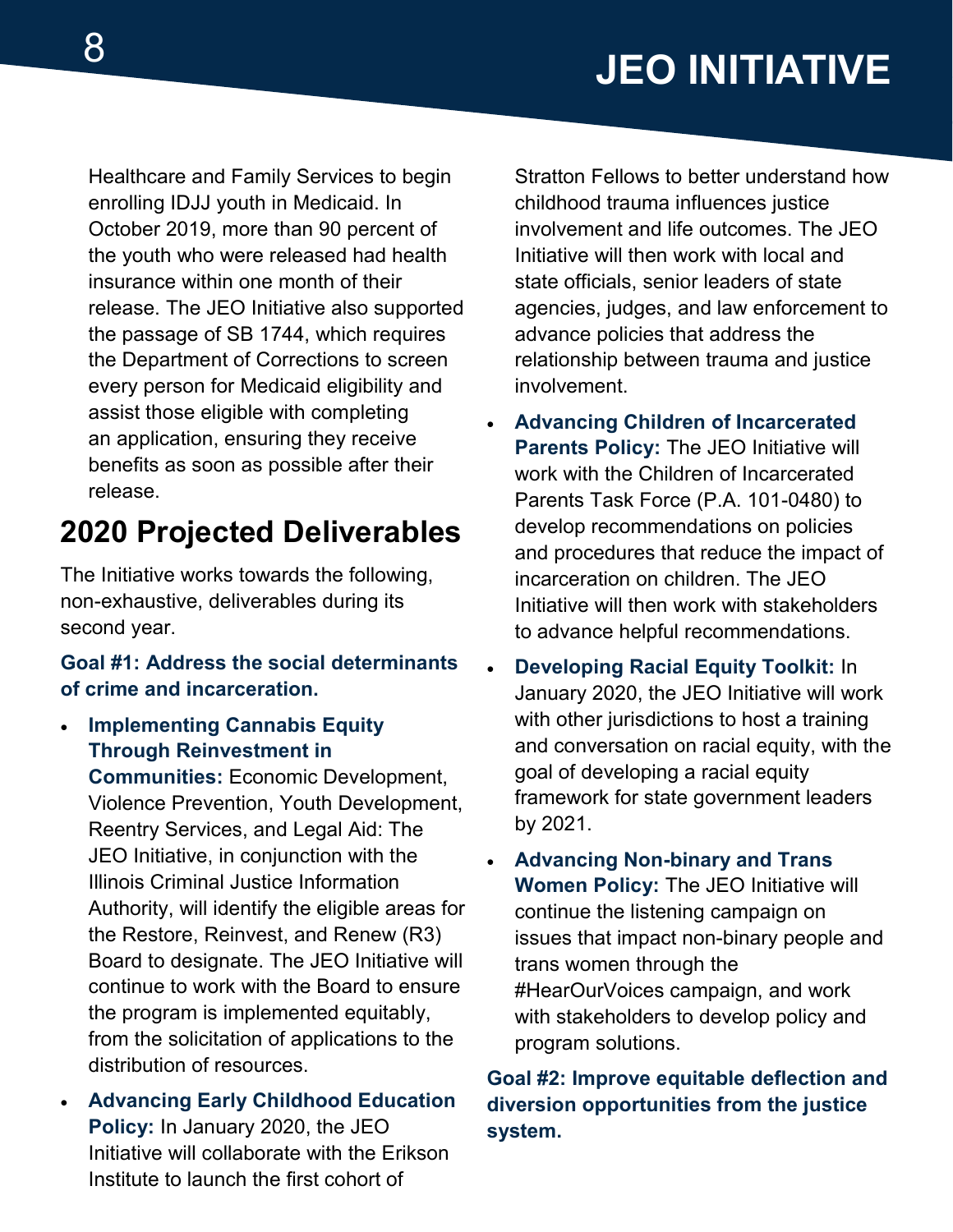Healthcare and Family Services to begin enrolling IDJJ youth in Medicaid. In October 2019, more than 90 percent of the youth who were released had health insurance within one month of their release. The JEO Initiative also supported the passage of SB 1744, which requires the Department of Corrections to screen every person for Medicaid eligibility and assist those eligible with completing an application, ensuring they receive benefits as soon as possible after their release.

## 2020 Projected Deliverables

The Initiative works towards the following, non-exhaustive, deliverables during its second year.

**Goal #1: Address the social determinants of crime and incarceration.**

- **Implementing Cannabis Equity Through Reinvestment in Communities:** Economic Development, Violence Prevention, Youth Development, Reentry Services, and Legal Aid: The JEO Initiative, in conjunction with the Illinois Criminal Justice Information Authority, will identify the eligible areas for the Restore, Reinvest, and Renew (R3) Board to designate. The JEO Initiative will continue to work with the Board to ensure the program is implemented equitably, from the solicitation of applications to the distribution of resources.
- **Advancing Early Childhood Education Policy:** In January 2020, the JEO Initiative will collaborate with the Erikson Institute to launch the first cohort of Stratton Fellows to better understand how childhood trauma influences justice involvement and life outcomes. The JEO Initiative will then work with local and state officials, senior leaders of state agencies, judges, and law enforcement to advance policies that address the relationship between trauma and justice involvement.
- **Advancing Children of Incarcerated Parents Policy:** The JEO Initiative will work with the Children of Incarcerated Parents Task Force (P.A. 101-0480) to develop recommendations on policies and procedures that reduce the impact of incarceration on children. The JEO Initiative will then work with stakeholders to advance helpful recommendations.
- **Developing Racial Equity Toolkit:** In January 2020, the JEO Initiative will work with other jurisdictions to host a training and conversation on racial equity, with the goal of developing a racial equity framework for state government leaders by 2021.
- **Advancing Non-binary and Trans Women Policy:** The JEO Initiative will continue the listening campaign on issues that impact non-binary people and trans women through the #HearOurVoices campaign, and work with stakeholders to develop policy and program solutions.

**Goal #2: Improve equitable deflection and diversion opportunities from the justice system.**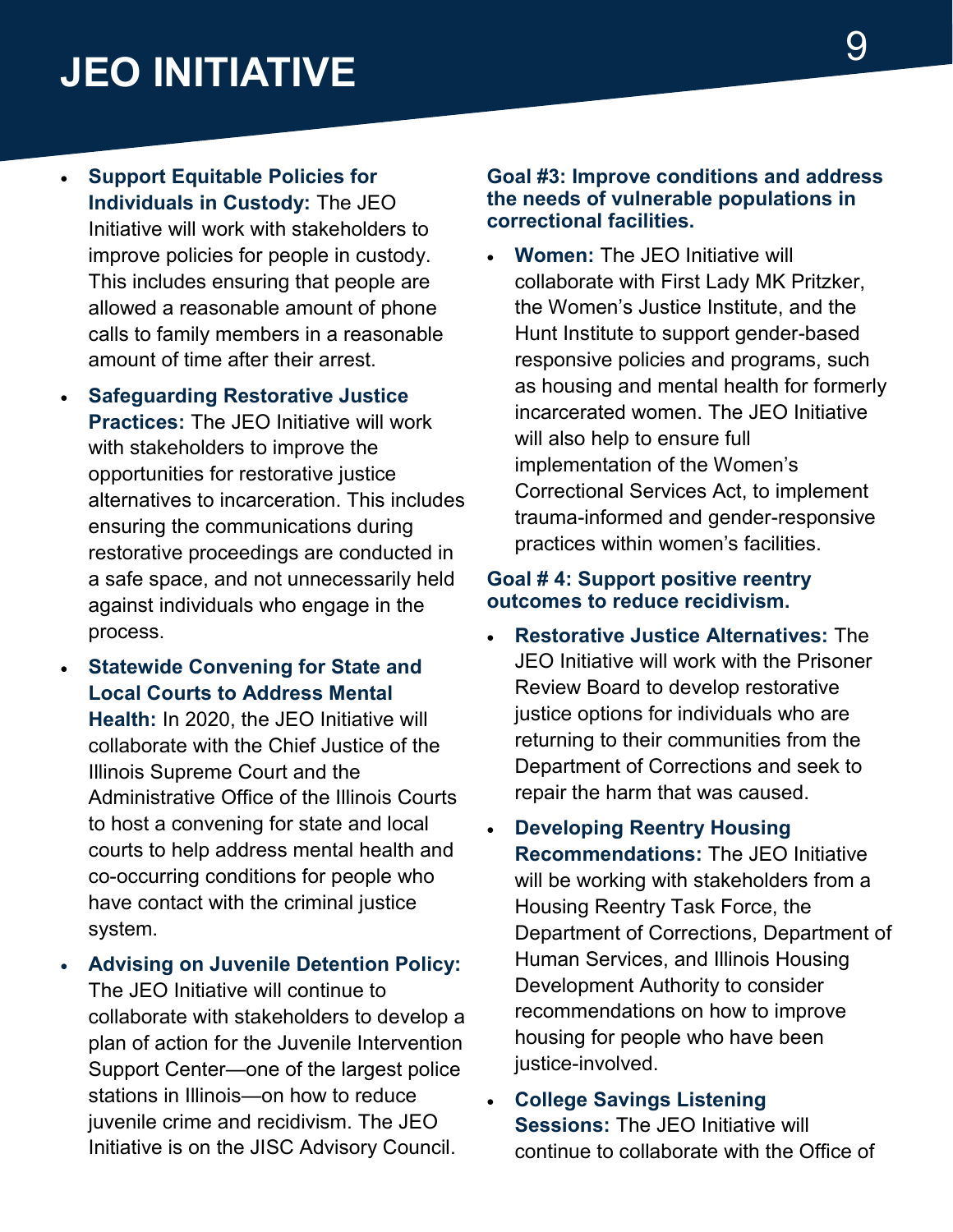# JEO INITIATIVE

- **Support Equitable Policies for Individuals in Custody:** The JEO Initiative will work with stakeholders to improve policies for people in custody. This includes ensuring that people are allowed a reasonable amount of phone calls to family members in a reasonable amount of time after their arrest.
- **Safeguarding Restorative Justice Practices:** The JEO Initiative will work with stakeholders to improve the opportunities for restorative justice alternatives to incarceration. This includes ensuring the communications during restorative proceedings are conducted in a safe space, and not unnecessarily held against individuals who engage in the process.
- **Statewide Convening for State and Local Courts to Address Mental Health:** In 2020, the JEO Initiative will collaborate with the Chief Justice of the Illinois Supreme Court and the Administrative Office of the Illinois Courts to host a convening for state and local courts to help address mental health and co-occurring conditions for people who have contact with the criminal justice system.
- **Advising on Juvenile Detention Policy:** The JEO Initiative will continue to collaborate with stakeholders to develop a plan of action for the Juvenile Intervention Support Center—one of the largest police stations in Illinois—on how to reduce juvenile crime and recidivism. The JEO Initiative is on the JISC Advisory Council.

**Goal #3: Improve conditions and address the needs of vulnerable populations in correctional facilities.**

- **Women:** The JEO Initiative will collaborate with First Lady MK Pritzker, the Women's Justice Institute, and the Hunt Institute to support gender-based responsive policies and programs, such as housing and mental health for formerly incarcerated women. The JEO Initiative will also help to ensure full implementation of the Women's Correctional Services Act, to implement trauma-informed and gender-responsive practices within women's facilities.

**Goal # 4: Support positive reentry outcomes to reduce recidivism.**

- **Restorative Justice Alternatives:** The JEO Initiative will work with the Prisoner Review Board to develop restorative justice options for individuals who are returning to their communities from the Department of Corrections and seek to repair the harm that was caused.
- **Developing Reentry Housing Recommendations:** The JEO Initiative will be working with stakeholders from a Housing Reentry Task Force, the Department of Corrections, Department of Human Services, and Illinois Housing Development Authority to consider recommendations on how to improve housing for people who have been justice-involved.
- **College Savings Listening Sessions:** The JEO Initiative will continue to collaborate with the Office of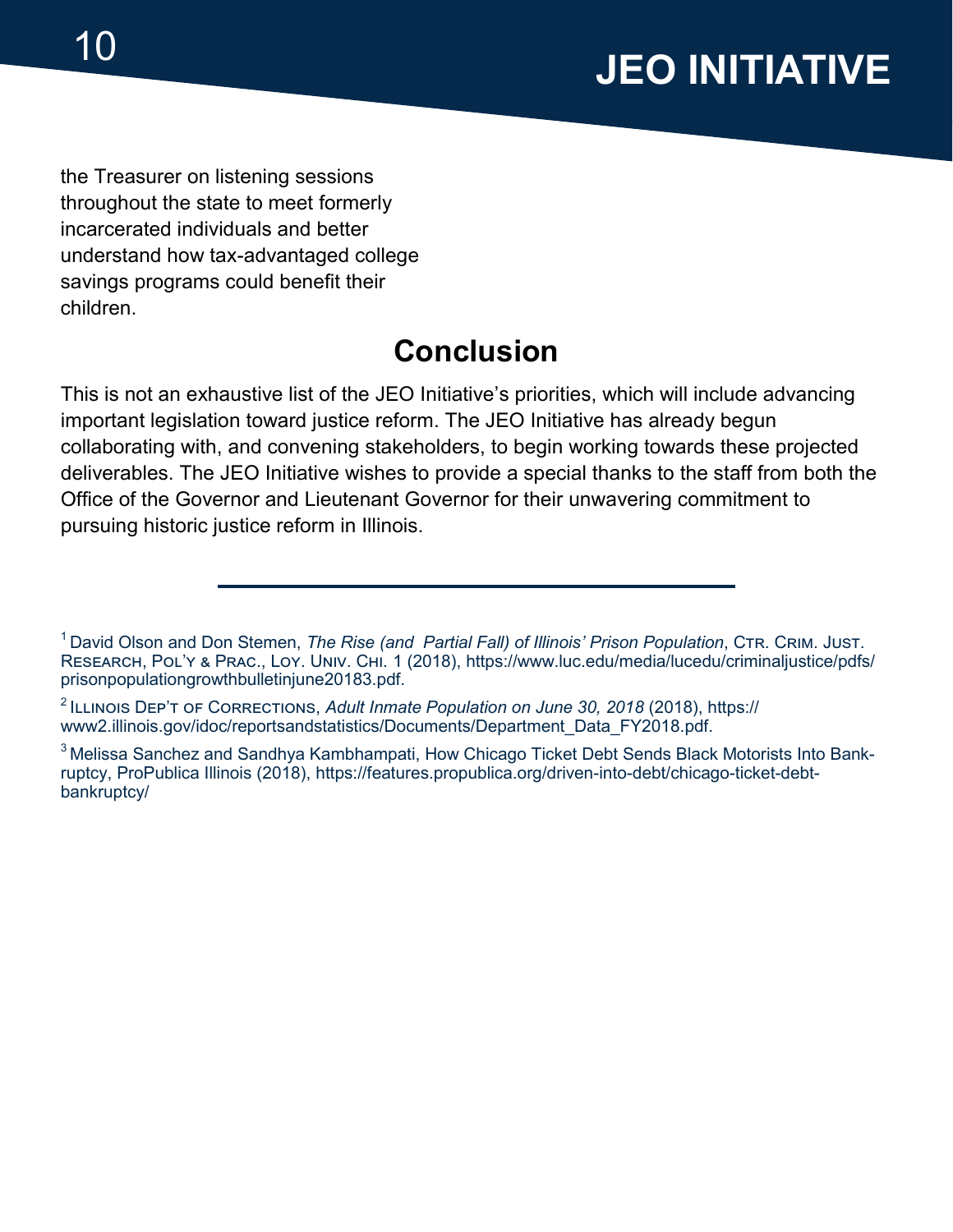the Treasurer on listening sessions throughout the state to meet formerly incarcerated individuals and better understand how tax-advantaged college savings programs could benefit their children.

## Conclusion

This is not an exhaustive list of the JEO Initiative's priorities, which will include advancing important legislation toward justice reform. The JEO Initiative has already begun collaborating with, and convening stakeholders, to begin working towards these projected deliverables. The JEO Initiative wishes to provide a special thanks to the staff from both the Office of the Governor and Lieutenant Governor for their unwavering commitment to pursuing historic justice reform in Illinois.

---

[1] David Olson and Don Stemen, *The Rise (and Partial Fall) of Illinois' Prison Population*, Ctr. Crim. Just. Research, Pol'y & Prac., Loy. Univ. Chi. 1 (2018), https://www.luc.edu/media/lucedu/criminaljustice/pdfs/prisonpopulationgrowthbulletinjune20183.pdf.

[2] Illinois Dep't of Corrections, *Adult Inmate Population on June 30, 2018* (2018), https://www2.illinois.gov/idoc/reportsandstatistics/Documents/Department_Data_FY2018.pdf.

[3] Melissa Sanchez and Sandhya Kambhampati, How Chicago Ticket Debt Sends Black Motorists Into Bankruptcy, ProPublica Illinois (2018), https://features.propublica.org/driven-into-debt/chicago-ticket-debt-bankruptcy/